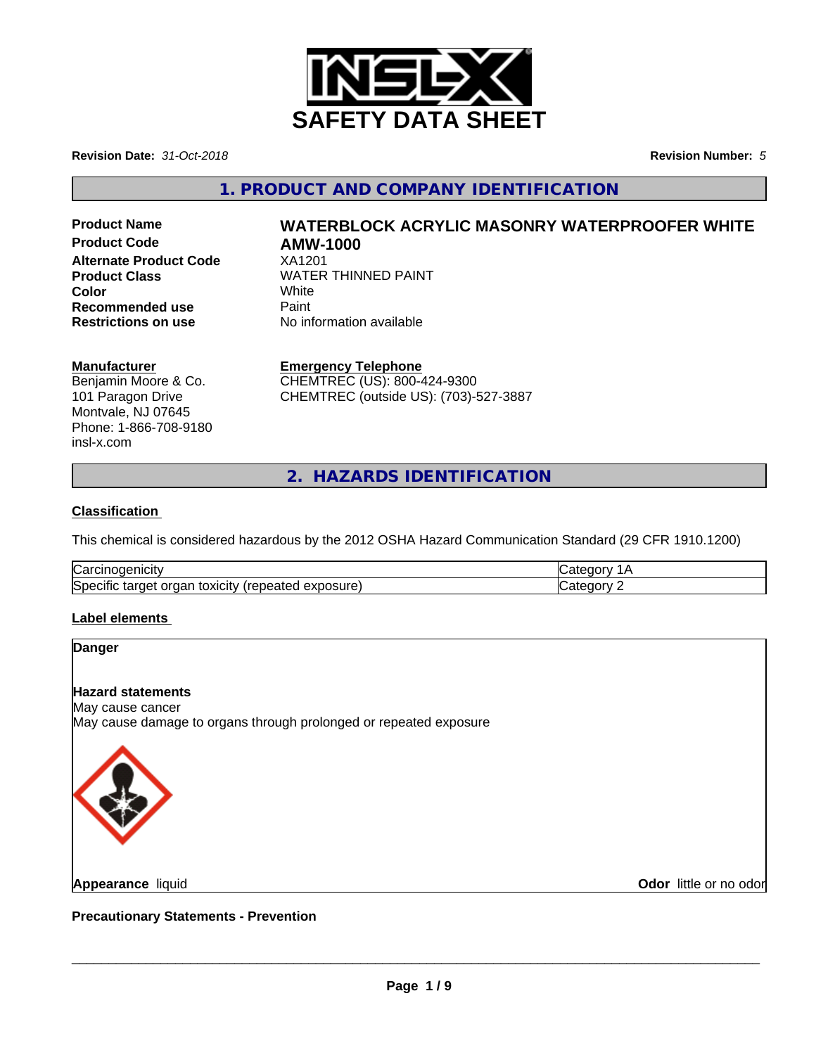# SAFETY DATA SHEET

**Revision Date:** *31-Oct-2018*

**Revision Number:** *5*

## 1. PRODUCT AND COMPANY IDENTIFICATION

**Product Name** — **WATERBLOCK ACRYLIC MASONRY WATERPROOFER WHITE**
**Product Code** — **AMW-1000**
**Alternate Product Code** — XA1201
**Product Class** — WATER THINNED PAINT
**Color** — White
**Recommended use** — Paint
**Restrictions on use** — No information available

**Manufacturer**
Benjamin Moore & Co.
101 Paragon Drive
Montvale, NJ 07645
Phone: 1-866-708-9180
insl-x.com

**Emergency Telephone**
CHEMTREC (US): 800-424-9300
CHEMTREC (outside US): (703)-527-3887

## 2. HAZARDS IDENTIFICATION

### Classification

This chemical is considered hazardous by the 2012 OSHA Hazard Communication Standard (29 CFR 1910.1200)

| | |
|---|---|
| Carcinogenicity | Category 1A |
| Specific target organ toxicity (repeated exposure) | Category 2 |

### Label elements

**Danger**

**Hazard statements**
May cause cancer
May cause damage to organs through prolonged or repeated exposure

**Appearance** liquid

**Odor** little or no odor

**Precautionary Statements - Prevention**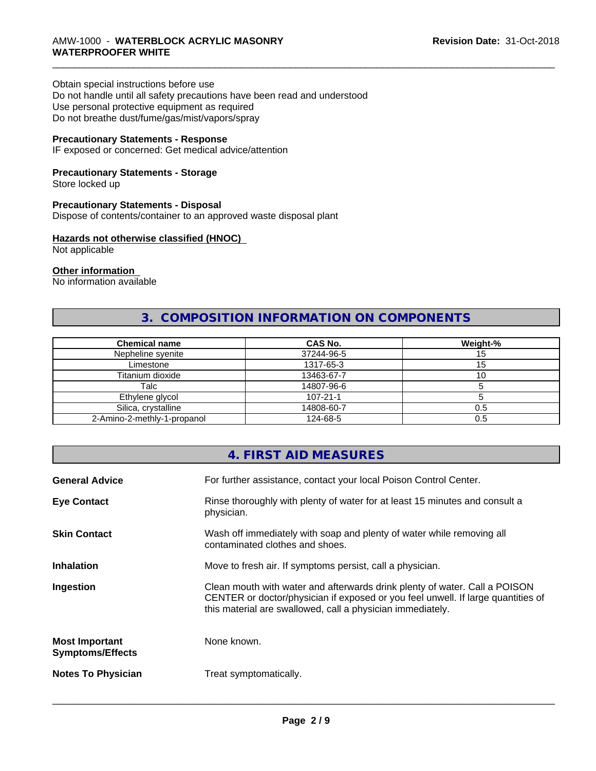Obtain special instructions before use
Do not handle until all safety precautions have been read and understood
Use personal protective equipment as required
Do not breathe dust/fume/gas/mist/vapors/spray

**Precautionary Statements - Response**
IF exposed or concerned: Get medical advice/attention

**Precautionary Statements - Storage**
Store locked up

**Precautionary Statements - Disposal**
Dispose of contents/container to an approved waste disposal plant

**Hazards not otherwise classified (HNOC)**
Not applicable

**Other information**
No information available

## 3. COMPOSITION INFORMATION ON COMPONENTS

| Chemical name | CAS No. | Weight-% |
|---|---|---|
| Nepheline syenite | 37244-96-5 | 15 |
| Limestone | 1317-65-3 | 15 |
| Titanium dioxide | 13463-67-7 | 10 |
| Talc | 14807-96-6 | 5 |
| Ethylene glycol | 107-21-1 | 5 |
| Silica, crystalline | 14808-60-7 | 0.5 |
| 2-Amino-2-methly-1-propanol | 124-68-5 | 0.5 |

## 4. FIRST AID MEASURES

**General Advice** For further assistance, contact your local Poison Control Center.

**Eye Contact** Rinse thoroughly with plenty of water for at least 15 minutes and consult a physician.

**Skin Contact** Wash off immediately with soap and plenty of water while removing all contaminated clothes and shoes.

**Inhalation** Move to fresh air. If symptoms persist, call a physician.

**Ingestion** Clean mouth with water and afterwards drink plenty of water. Call a POISON CENTER or doctor/physician if exposed or you feel unwell. If large quantities of this material are swallowed, call a physician immediately.

**Most Important Symptoms/Effects** None known.

**Notes To Physician** Treat symptomatically.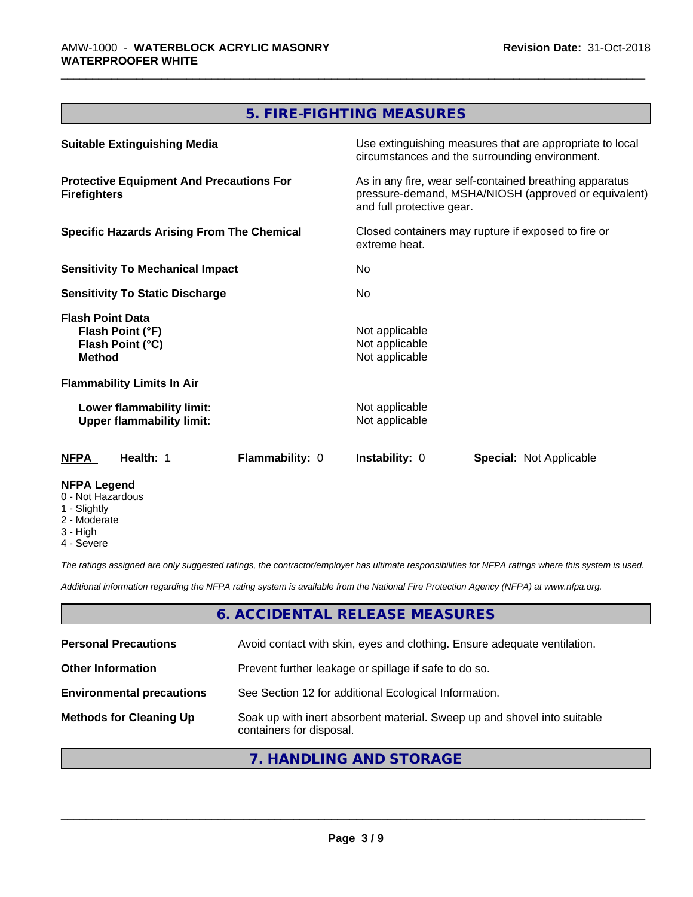## 5. FIRE-FIGHTING MEASURES

**Suitable Extinguishing Media**: Use extinguishing measures that are appropriate to local circumstances and the surrounding environment.

**Protective Equipment And Precautions For Firefighters**: As in any fire, wear self-contained breathing apparatus pressure-demand, MSHA/NIOSH (approved or equivalent) and full protective gear.

**Specific Hazards Arising From The Chemical**: Closed containers may rupture if exposed to fire or extreme heat.

**Sensitivity To Mechanical Impact**: No

**Sensitivity To Static Discharge**: No

**Flash Point Data**

- **Flash Point (°F)**: Not applicable
- **Flash Point (°C)**: Not applicable
- **Method**: Not applicable

**Flammability Limits In Air**

- **Lower flammability limit:** Not applicable
- **Upper flammability limit:** Not applicable

| NFPA | Health: 1 | Flammability: 0 | Instability: 0 | Special: Not Applicable |
|---|---|---|---|---|

**NFPA Legend**

- 0 - Not Hazardous
- 1 - Slightly
- 2 - Moderate
- 3 - High
- 4 - Severe

*The ratings assigned are only suggested ratings, the contractor/employer has ultimate responsibilities for NFPA ratings where this system is used.*

*Additional information regarding the NFPA rating system is available from the National Fire Protection Agency (NFPA) at www.nfpa.org.*

## 6. ACCIDENTAL RELEASE MEASURES

**Personal Precautions**: Avoid contact with skin, eyes and clothing. Ensure adequate ventilation.

**Other Information**: Prevent further leakage or spillage if safe to do so.

**Environmental precautions**: See Section 12 for additional Ecological Information.

**Methods for Cleaning Up**: Soak up with inert absorbent material. Sweep up and shovel into suitable containers for disposal.

## 7. HANDLING AND STORAGE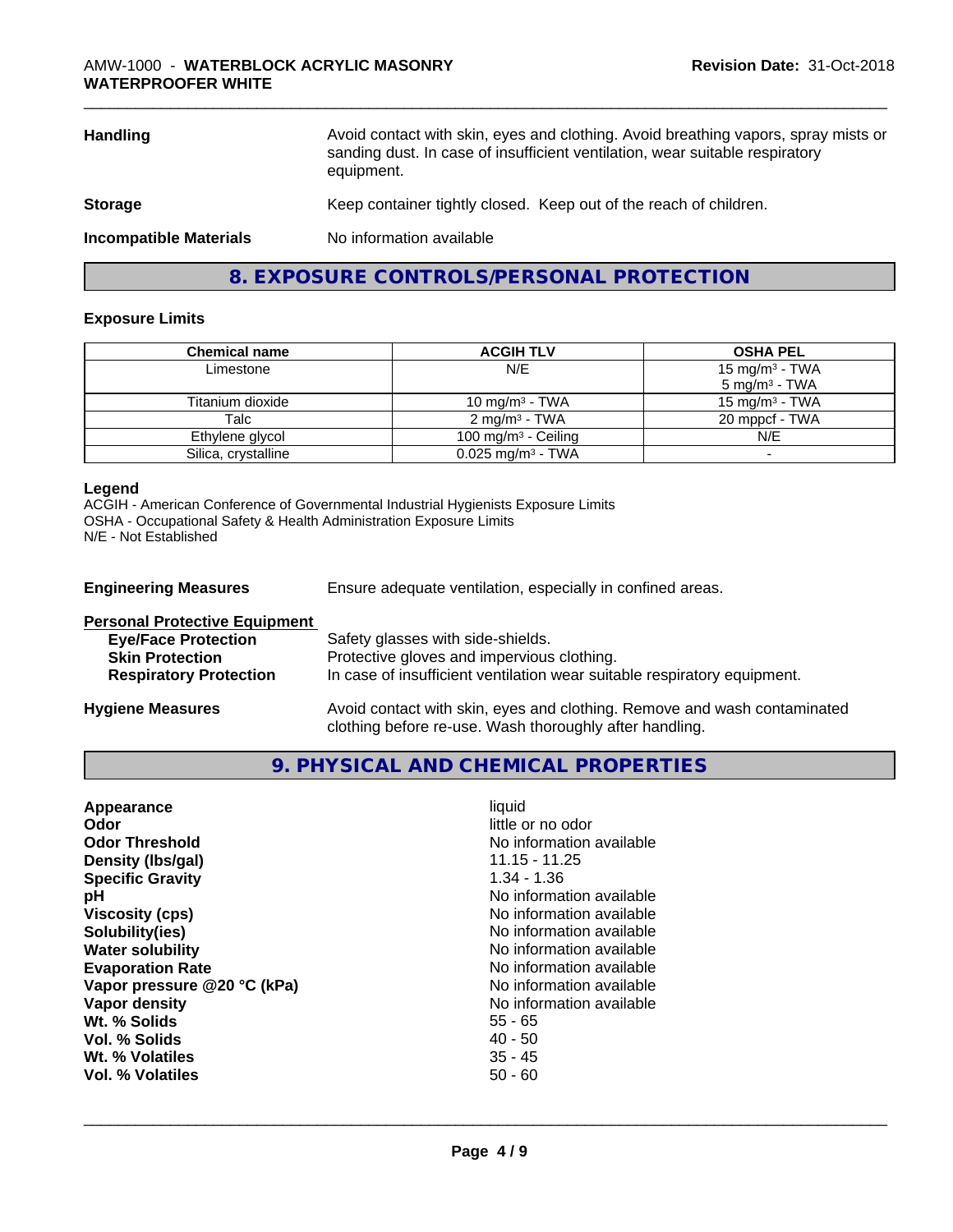| | |
|---|---|
| **Handling** | Avoid contact with skin, eyes and clothing. Avoid breathing vapors, spray mists or sanding dust. In case of insufficient ventilation, wear suitable respiratory equipment. |
| **Storage** | Keep container tightly closed. Keep out of the reach of children. |
| **Incompatible Materials** | No information available |

## 8. EXPOSURE CONTROLS/PERSONAL PROTECTION

### Exposure Limits

| Chemical name | ACGIH TLV | OSHA PEL |
|---|---|---|
| Limestone | N/E | 15 mg/m³ - TWA<br>5 mg/m³ - TWA |
| Titanium dioxide | 10 mg/m³ - TWA | 15 mg/m³ - TWA |
| Talc | 2 mg/m³ - TWA | 20 mppcf - TWA |
| Ethylene glycol | 100 mg/m³ - Ceiling | N/E |
| Silica, crystalline | 0.025 mg/m³ - TWA | - |

**Legend**

ACGIH - American Conference of Governmental Industrial Hygienists Exposure Limits
OSHA - Occupational Safety & Health Administration Exposure Limits
N/E - Not Established

**Engineering Measures** Ensure adequate ventilation, especially in confined areas.

**Personal Protective Equipment**

| | |
|---|---|
| **Eye/Face Protection** | Safety glasses with side-shields. |
| **Skin Protection** | Protective gloves and impervious clothing. |
| **Respiratory Protection** | In case of insufficient ventilation wear suitable respiratory equipment. |

**Hygiene Measures** Avoid contact with skin, eyes and clothing. Remove and wash contaminated clothing before re-use. Wash thoroughly after handling.

## 9. PHYSICAL AND CHEMICAL PROPERTIES

| | |
|---|---|
| **Appearance** | liquid |
| **Odor** | little or no odor |
| **Odor Threshold** | No information available |
| **Density (lbs/gal)** | 11.15 - 11.25 |
| **Specific Gravity** | 1.34 - 1.36 |
| **pH** | No information available |
| **Viscosity (cps)** | No information available |
| **Solubility(ies)** | No information available |
| **Water solubility** | No information available |
| **Evaporation Rate** | No information available |
| **Vapor pressure @20 °C (kPa)** | No information available |
| **Vapor density** | No information available |
| **Wt. % Solids** | 55 - 65 |
| **Vol. % Solids** | 40 - 50 |
| **Wt. % Volatiles** | 35 - 45 |
| **Vol. % Volatiles** | 50 - 60 |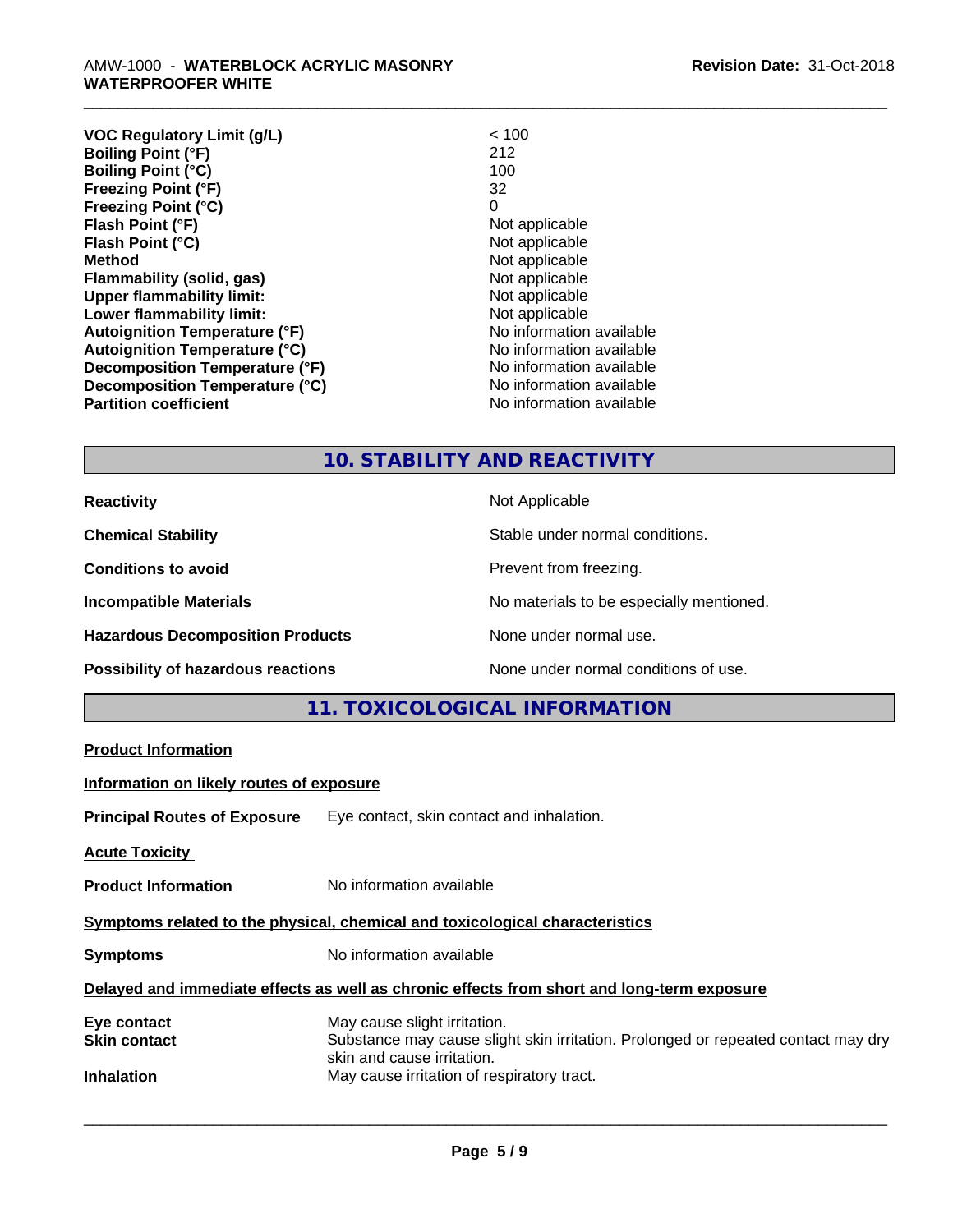| | |
|---|---|
| **VOC Regulatory Limit (g/L)** | < 100 |
| **Boiling Point (°F)** | 212 |
| **Boiling Point (°C)** | 100 |
| **Freezing Point (°F)** | 32 |
| **Freezing Point (°C)** | 0 |
| **Flash Point (°F)** | Not applicable |
| **Flash Point (°C)** | Not applicable |
| **Method** | Not applicable |
| **Flammability (solid, gas)** | Not applicable |
| **Upper flammability limit:** | Not applicable |
| **Lower flammability limit:** | Not applicable |
| **Autoignition Temperature (°F)** | No information available |
| **Autoignition Temperature (°C)** | No information available |
| **Decomposition Temperature (°F)** | No information available |
| **Decomposition Temperature (°C)** | No information available |
| **Partition coefficient** | No information available |

## 10. STABILITY AND REACTIVITY

| | |
|---|---|
| **Reactivity** | Not Applicable |
| **Chemical Stability** | Stable under normal conditions. |
| **Conditions to avoid** | Prevent from freezing. |
| **Incompatible Materials** | No materials to be especially mentioned. |
| **Hazardous Decomposition Products** | None under normal use. |
| **Possibility of hazardous reactions** | None under normal conditions of use. |

## 11. TOXICOLOGICAL INFORMATION

**Product Information**

**Information on likely routes of exposure**

**Principal Routes of Exposure** Eye contact, skin contact and inhalation.

**Acute Toxicity**

**Product Information** No information available

**Symptoms related to the physical, chemical and toxicological characteristics**

**Symptoms** No information available

**Delayed and immediate effects as well as chronic effects from short and long-term exposure**

| | |
|---|---|
| **Eye contact** | May cause slight irritation. |
| **Skin contact** | Substance may cause slight skin irritation. Prolonged or repeated contact may dry skin and cause irritation. |
| **Inhalation** | May cause irritation of respiratory tract. |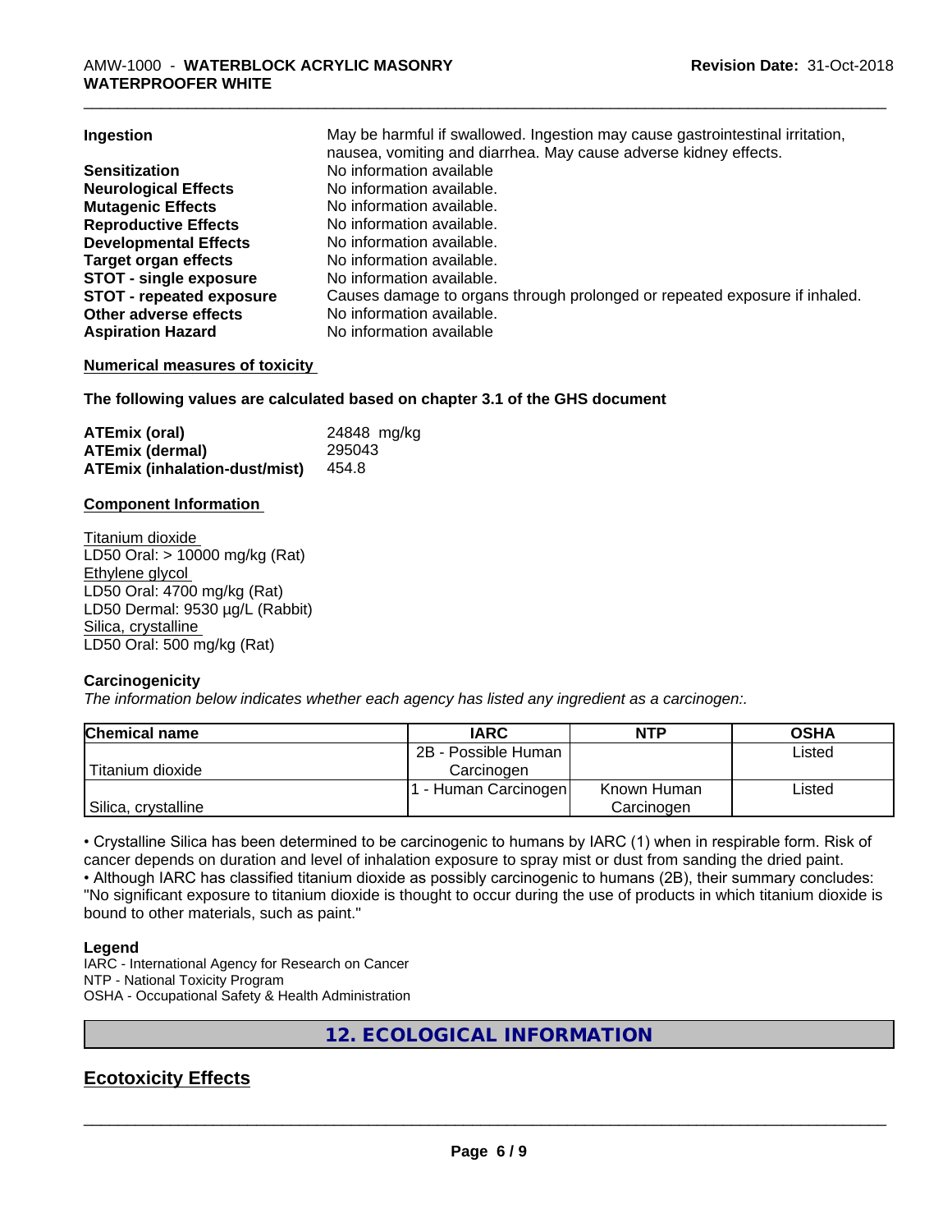| | |
|---|---|
| **Ingestion** | May be harmful if swallowed. Ingestion may cause gastrointestinal irritation, nausea, vomiting and diarrhea. May cause adverse kidney effects. |
| **Sensitization** | No information available |
| **Neurological Effects** | No information available. |
| **Mutagenic Effects** | No information available. |
| **Reproductive Effects** | No information available. |
| **Developmental Effects** | No information available. |
| **Target organ effects** | No information available. |
| **STOT - single exposure** | No information available. |
| **STOT - repeated exposure** | Causes damage to organs through prolonged or repeated exposure if inhaled. |
| **Other adverse effects** | No information available. |
| **Aspiration Hazard** | No information available |

**Numerical measures of toxicity**

**The following values are calculated based on chapter 3.1 of the GHS document**

| | |
|---|---|
| **ATEmix (oral)** | 24848 mg/kg |
| **ATEmix (dermal)** | 295043 |
| **ATEmix (inhalation-dust/mist)** | 454.8 |

**Component Information**

Titanium dioxide
LD50 Oral: > 10000 mg/kg (Rat)
Ethylene glycol
LD50 Oral: 4700 mg/kg (Rat)
LD50 Dermal: 9530 µg/L (Rabbit)
Silica, crystalline
LD50 Oral: 500 mg/kg (Rat)

**Carcinogenicity**

*The information below indicates whether each agency has listed any ingredient as a carcinogen:.*

| Chemical name | IARC | NTP | OSHA |
|---|---|---|---|
| Titanium dioxide | 2B - Possible Human Carcinogen | | Listed |
| Silica, crystalline | 1 - Human Carcinogen | Known Human Carcinogen | Listed |

• Crystalline Silica has been determined to be carcinogenic to humans by IARC (1) when in respirable form. Risk of cancer depends on duration and level of inhalation exposure to spray mist or dust from sanding the dried paint.
• Although IARC has classified titanium dioxide as possibly carcinogenic to humans (2B), their summary concludes: "No significant exposure to titanium dioxide is thought to occur during the use of products in which titanium dioxide is bound to other materials, such as paint."

**Legend**
IARC - International Agency for Research on Cancer
NTP - National Toxicity Program
OSHA - Occupational Safety & Health Administration

# 12. ECOLOGICAL INFORMATION

## Ecotoxicity Effects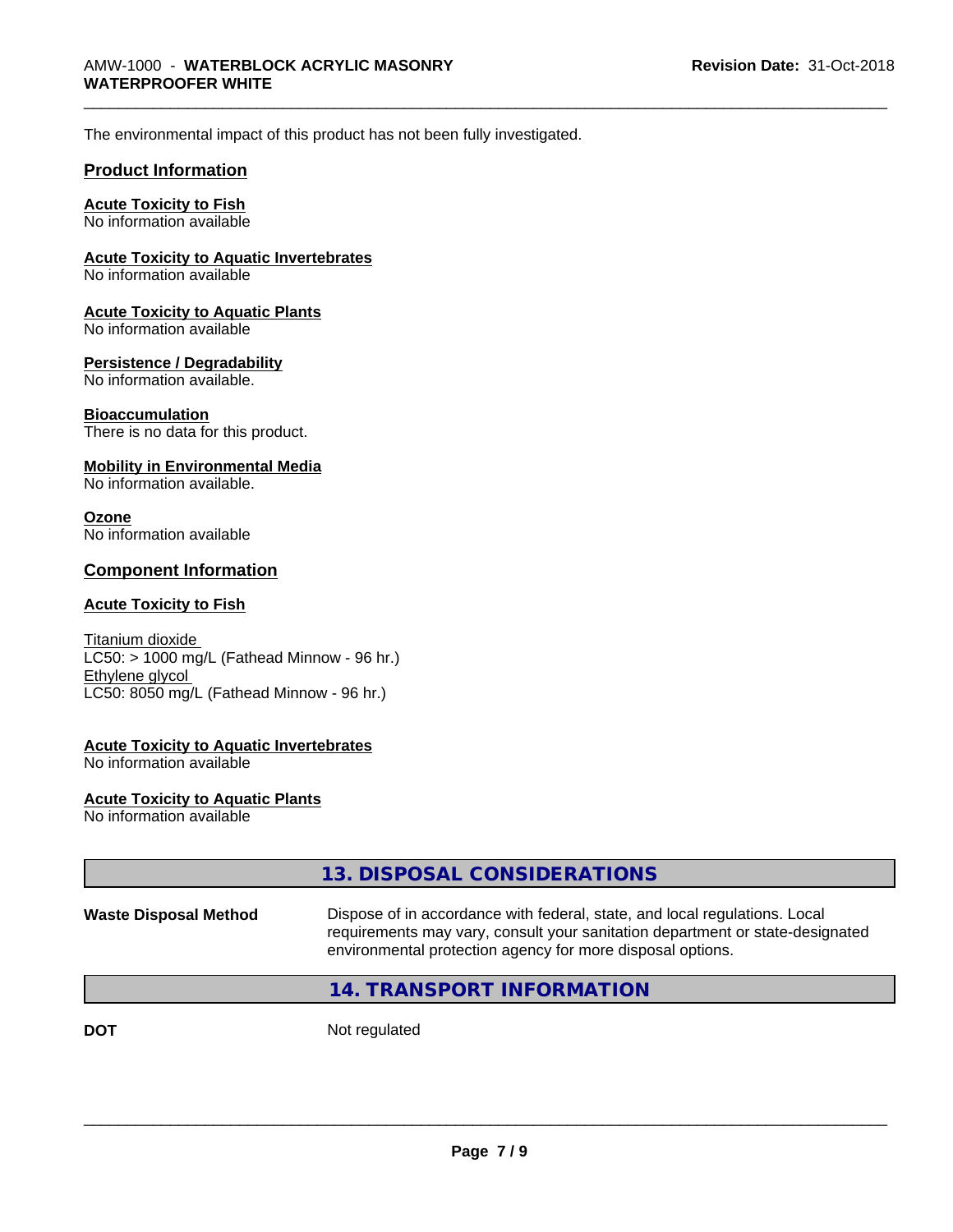The environmental impact of this product has not been fully investigated.

## Product Information

**Acute Toxicity to Fish**
No information available

**Acute Toxicity to Aquatic Invertebrates**
No information available

**Acute Toxicity to Aquatic Plants**
No information available

**Persistence / Degradability**
No information available.

**Bioaccumulation**
There is no data for this product.

**Mobility in Environmental Media**
No information available.

**Ozone**
No information available

## Component Information

**Acute Toxicity to Fish**

Titanium dioxide
LC50: > 1000 mg/L (Fathead Minnow - 96 hr.)
Ethylene glycol
LC50: 8050 mg/L (Fathead Minnow - 96 hr.)

**Acute Toxicity to Aquatic Invertebrates**
No information available

**Acute Toxicity to Aquatic Plants**
No information available

# 13. DISPOSAL CONSIDERATIONS

**Waste Disposal Method** Dispose of in accordance with federal, state, and local regulations. Local requirements may vary, consult your sanitation department or state-designated environmental protection agency for more disposal options.

# 14. TRANSPORT INFORMATION

**DOT** Not regulated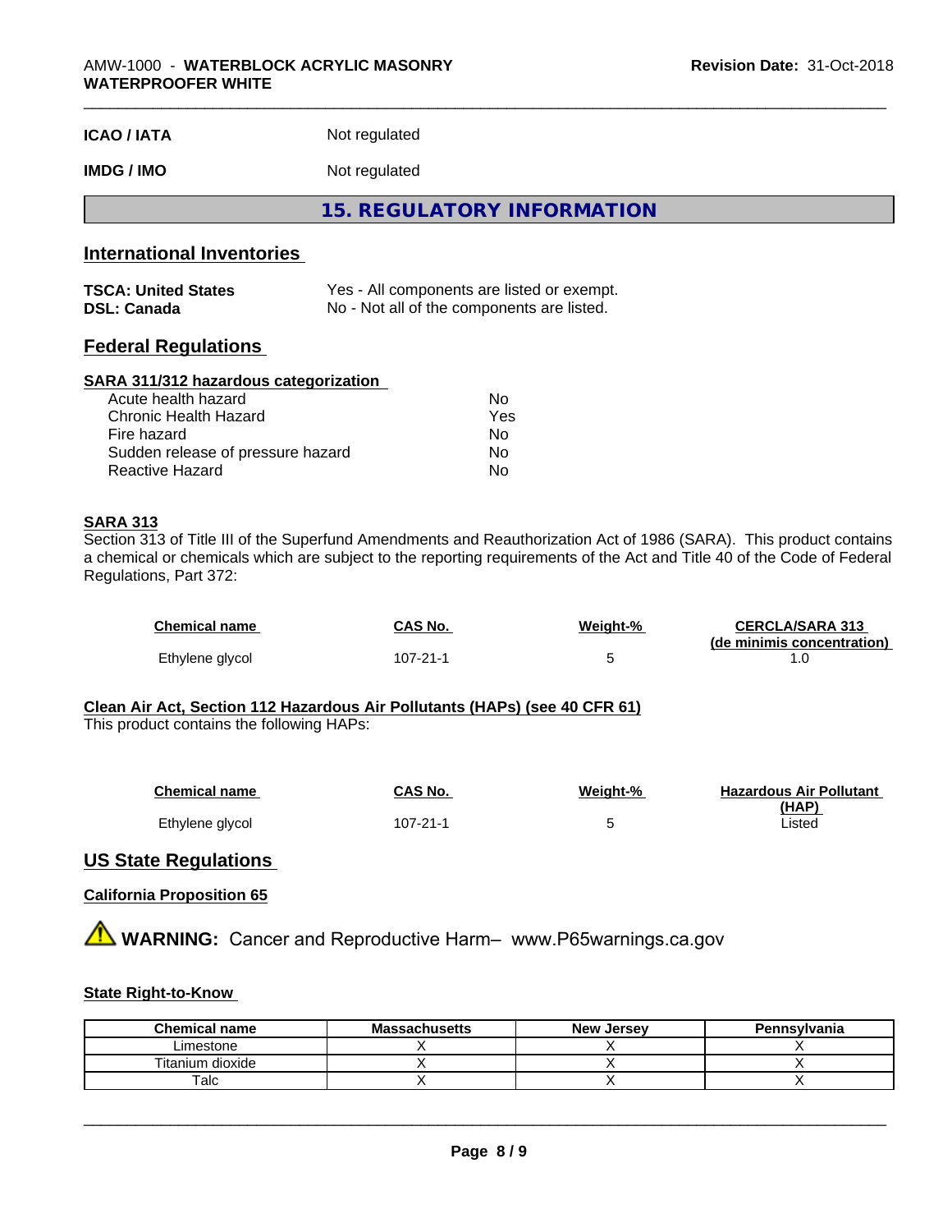| | |
|---|---|
| **ICAO / IATA** | Not regulated |
| **IMDG / IMO** | Not regulated |

## 15. REGULATORY INFORMATION

### International Inventories

| | |
|---|---|
| **TSCA: United States** | Yes - All components are listed or exempt. |
| **DSL: Canada** | No - Not all of the components are listed. |

### Federal Regulations

**SARA 311/312 hazardous categorization**

| | |
|---|---|
| Acute health hazard | No |
| Chronic Health Hazard | Yes |
| Fire hazard | No |
| Sudden release of pressure hazard | No |
| Reactive Hazard | No |

**SARA 313**

Section 313 of Title III of the Superfund Amendments and Reauthorization Act of 1986 (SARA). This product contains a chemical or chemicals which are subject to the reporting requirements of the Act and Title 40 of the Code of Federal Regulations, Part 372:

| Chemical name | CAS No. | Weight-% | CERCLA/SARA 313 (de minimis concentration) |
|---|---|---|---|
| Ethylene glycol | 107-21-1 | 5 | 1.0 |

**Clean Air Act, Section 112 Hazardous Air Pollutants (HAPs) (see 40 CFR 61)**

This product contains the following HAPs:

| Chemical name | CAS No. | Weight-% | Hazardous Air Pollutant (HAP) |
|---|---|---|---|
| Ethylene glycol | 107-21-1 | 5 | Listed |

### US State Regulations

**California Proposition 65**

⚠ **WARNING:** Cancer and Reproductive Harm– www.P65warnings.ca.gov

**State Right-to-Know**

| Chemical name | Massachusetts | New Jersey | Pennsylvania |
|---|---|---|---|
| Limestone | X | X | X |
| Titanium dioxide | X | X | X |
| Talc | X | X | X |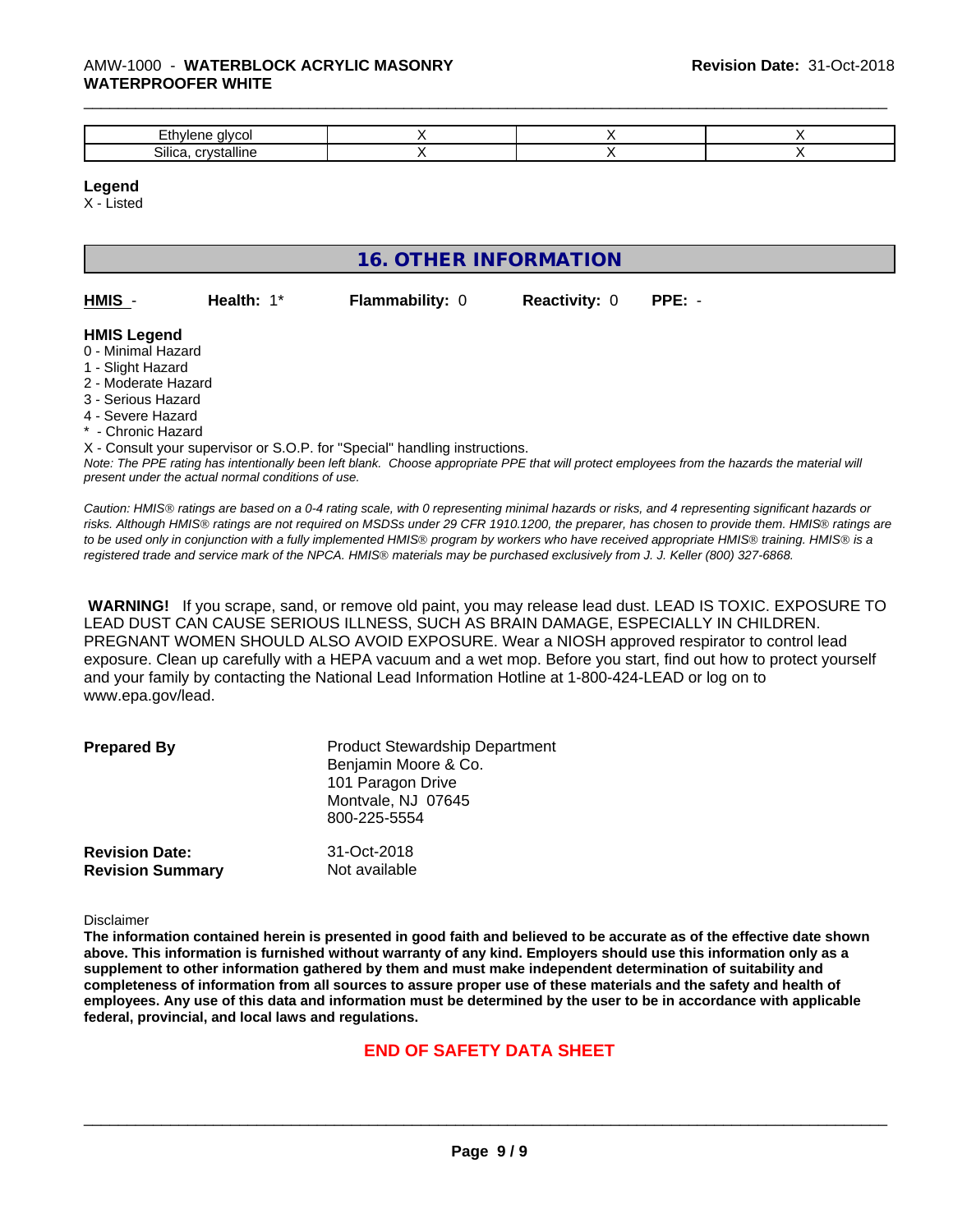| | | | |
|---|---|---|---|
| Ethylene glycol | X | X | X |
| Silica, crystalline | X | X | X |

**Legend**
X - Listed

## 16. OTHER INFORMATION

**HMIS** - **Health:** 1* **Flammability:** 0 **Reactivity:** 0 **PPE:** -

**HMIS Legend**
0 - Minimal Hazard
1 - Slight Hazard
2 - Moderate Hazard
3 - Serious Hazard
4 - Severe Hazard
* - Chronic Hazard
X - Consult your supervisor or S.O.P. for "Special" handling instructions.
*Note: The PPE rating has intentionally been left blank. Choose appropriate PPE that will protect employees from the hazards the material will present under the actual normal conditions of use.*

*Caution: HMIS® ratings are based on a 0-4 rating scale, with 0 representing minimal hazards or risks, and 4 representing significant hazards or risks. Although HMIS® ratings are not required on MSDSs under 29 CFR 1910.1200, the preparer, has chosen to provide them. HMIS® ratings are to be used only in conjunction with a fully implemented HMIS® program by workers who have received appropriate HMIS® training. HMIS® is a registered trade and service mark of the NPCA. HMIS® materials may be purchased exclusively from J. J. Keller (800) 327-6868.*

**WARNING!** If you scrape, sand, or remove old paint, you may release lead dust. LEAD IS TOXIC. EXPOSURE TO LEAD DUST CAN CAUSE SERIOUS ILLNESS, SUCH AS BRAIN DAMAGE, ESPECIALLY IN CHILDREN. PREGNANT WOMEN SHOULD ALSO AVOID EXPOSURE. Wear a NIOSH approved respirator to control lead exposure. Clean up carefully with a HEPA vacuum and a wet mop. Before you start, find out how to protect yourself and your family by contacting the National Lead Information Hotline at 1-800-424-LEAD or log on to www.epa.gov/lead.

**Prepared By**
Product Stewardship Department
Benjamin Moore & Co.
101 Paragon Drive
Montvale, NJ 07645
800-225-5554

**Revision Date:** 31-Oct-2018
**Revision Summary** Not available

Disclaimer
**The information contained herein is presented in good faith and believed to be accurate as of the effective date shown above. This information is furnished without warranty of any kind. Employers should use this information only as a supplement to other information gathered by them and must make independent determination of suitability and completeness of information from all sources to assure proper use of these materials and the safety and health of employees. Any use of this data and information must be determined by the user to be in accordance with applicable federal, provincial, and local laws and regulations.**

**END OF SAFETY DATA SHEET**